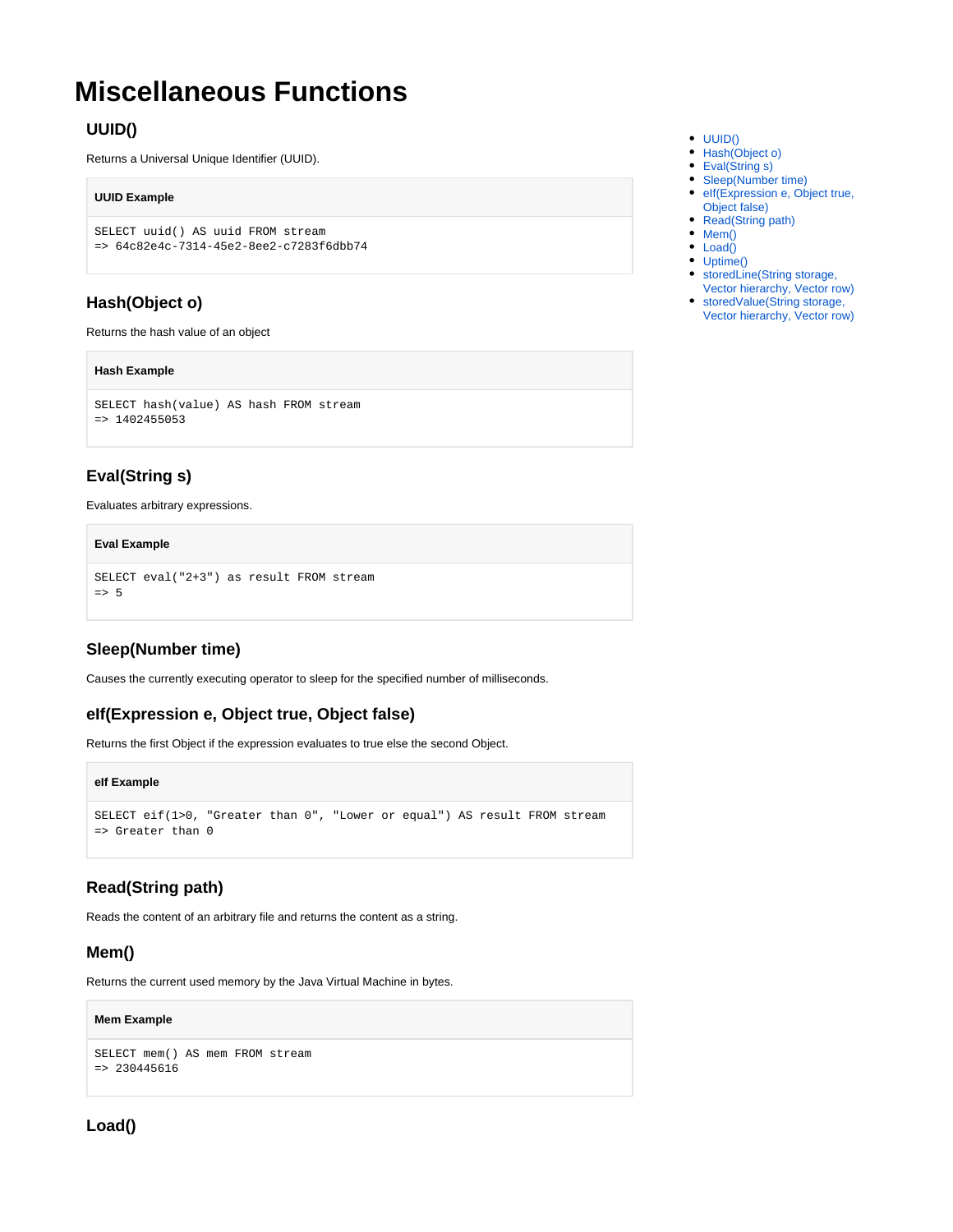# Miscellaneous Functions

- UUID()
- Hash(Object o)
- Eval(String s)
- Sleep(Number time)
- eIf(Expression e, Object true, Object false)
- Read(String path)
- Mem()
- Load()
- Uptime()
- storedLine(String storage, Vector hierarchy, Vector row)
- storedValue(String storage, Vector hierarchy, Vector row)

## UUID()

Returns a Universal Unique Identifier (UUID).

**UUID Example**

```
SELECT uuid() AS uuid FROM stream
=> 64c82e4c-7314-45e2-8ee2-c7283f6dbb74
```

## Hash(Object o)

Returns the hash value of an object

**Hash Example**

```
SELECT hash(value) AS hash FROM stream
=> 1402455053
```

## Eval(String s)

Evaluates arbitrary expressions.

**Eval Example**

```
SELECT eval("2+3") as result FROM stream
=> 5
```

## Sleep(Number time)

Causes the currently executing operator to sleep for the specified number of milliseconds.

## eIf(Expression e, Object true, Object false)

Returns the first Object if the expression evaluates to true else the second Object.

**eIf Example**

```
SELECT eif(1>0, "Greater than 0", "Lower or equal") AS result FROM stream
=> Greater than 0
```

## Read(String path)

Reads the content of an arbitrary file and returns the content as a string.

## Mem()

Returns the current used memory by the Java Virtual Machine in bytes.

**Mem Example**

```
SELECT mem() AS mem FROM stream
=> 230445616
```

## Load()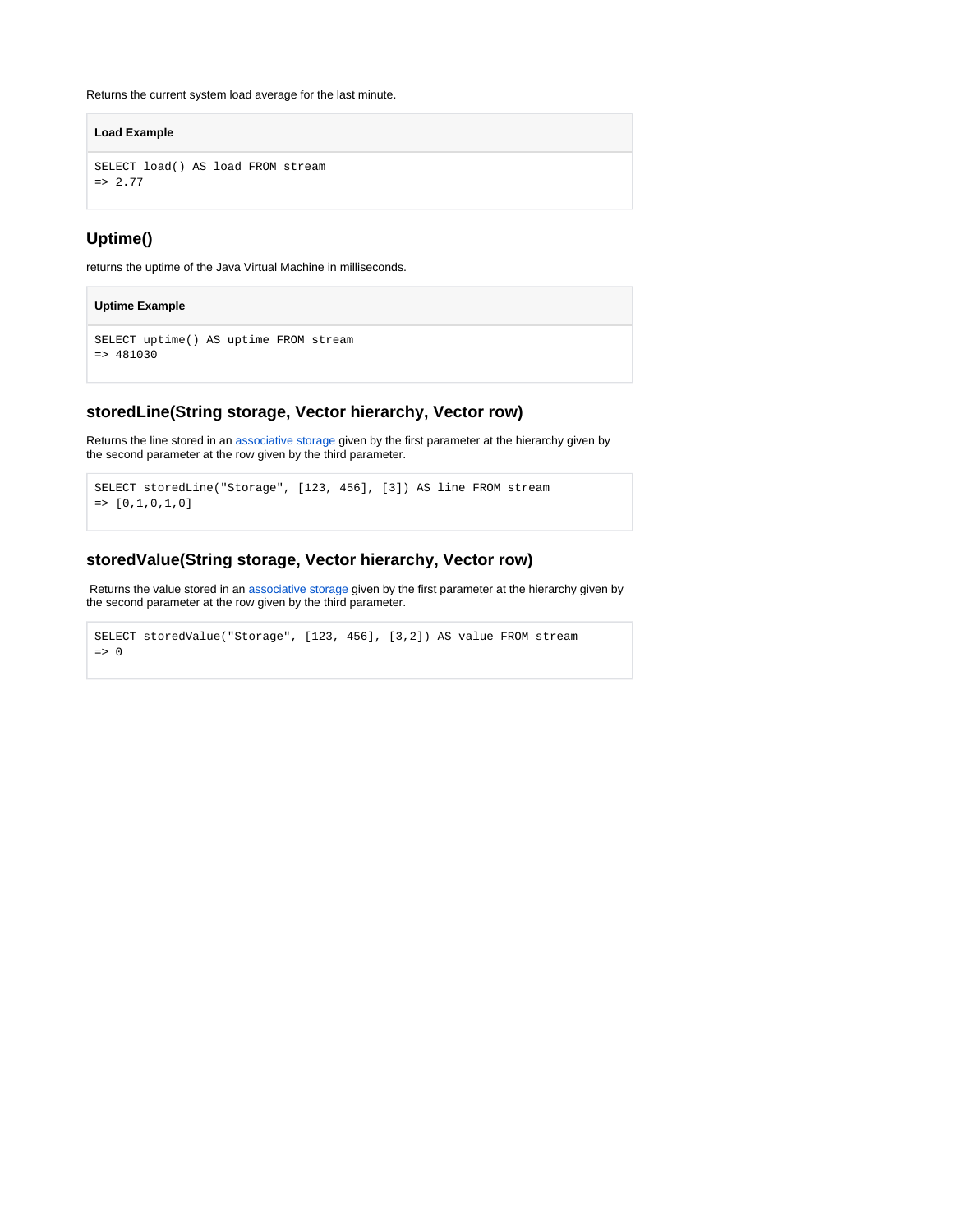Returns the current system load average for the last minute.

**Load Example**

```
SELECT load() AS load FROM stream
=> 2.77
```

## Uptime()

returns the uptime of the Java Virtual Machine in milliseconds.

**Uptime Example**

```
SELECT uptime() AS uptime FROM stream
=> 481030
```

## storedLine(String storage, Vector hierarchy, Vector row)

Returns the line stored in an associative storage given by the first parameter at the hierarchy given by the second parameter at the row given by the third parameter.

```
SELECT storedLine("Storage", [123, 456], [3]) AS line FROM stream
=> [0,1,0,1,0]
```

## storedValue(String storage, Vector hierarchy, Vector row)

Returns the value stored in an associative storage given by the first parameter at the hierarchy given by the second parameter at the row given by the third parameter.

```
SELECT storedValue("Storage", [123, 456], [3,2]) AS value FROM stream
=> 0
```